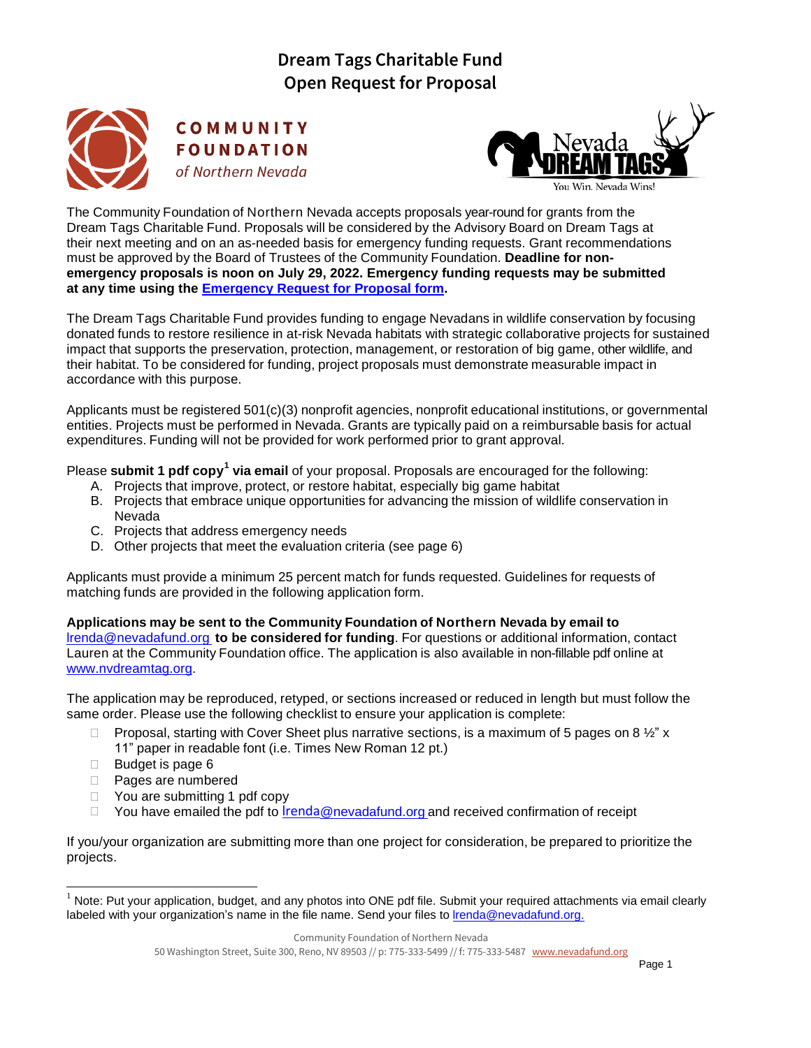# Dream Tags Charitable Fund
# Open Request for Proposal

The Community Foundation of Northern Nevada accepts proposals year-round for grants from the Dream Tags Charitable Fund. Proposals will be considered by the Advisory Board on Dream Tags at their next meeting and on an as-needed basis for emergency funding requests. Grant recommendations must be approved by the Board of Trustees of the Community Foundation. **Deadline for non-emergency proposals is noon on July 29, 2022. Emergency funding requests may be submitted at any time using the Emergency Request for Proposal form.**

The Dream Tags Charitable Fund provides funding to engage Nevadans in wildlife conservation by focusing donated funds to restore resilience in at-risk Nevada habitats with strategic collaborative projects for sustained impact that supports the preservation, protection, management, or restoration of big game, other wildlife, and their habitat. To be considered for funding, project proposals must demonstrate measurable impact in accordance with this purpose.

Applicants must be registered 501(c)(3) nonprofit agencies, nonprofit educational institutions, or governmental entities. Projects must be performed in Nevada. Grants are typically paid on a reimbursable basis for actual expenditures. Funding will not be provided for work performed prior to grant approval.

Please **submit 1 pdf copy[1] via email** of your proposal. Proposals are encouraged for the following:

A. Projects that improve, protect, or restore habitat, especially big game habitat
B. Projects that embrace unique opportunities for advancing the mission of wildlife conservation in Nevada
C. Projects that address emergency needs
D. Other projects that meet the evaluation criteria (see page 6)

Applicants must provide a minimum 25 percent match for funds requested. Guidelines for requests of matching funds are provided in the following application form.

**Applications may be sent to the Community Foundation of Northern Nevada by email to** lrenda@nevadafund.org **to be considered for funding**. For questions or additional information, contact Lauren at the Community Foundation office. The application is also available in non-fillable pdf online at www.nvdreamtag.org.

The application may be reproduced, retyped, or sections increased or reduced in length but must follow the same order. Please use the following checklist to ensure your application is complete:

- ☐ Proposal, starting with Cover Sheet plus narrative sections, is a maximum of 5 pages on 8 ½" x 11" paper in readable font (i.e. Times New Roman 12 pt.)
- ☐ Budget is page 6
- ☐ Pages are numbered
- ☐ You are submitting 1 pdf copy
- ☐ You have emailed the pdf to lrenda@nevadafund.org and received confirmation of receipt

If you/your organization are submitting more than one project for consideration, be prepared to prioritize the projects.

[1] Note: Put your application, budget, and any photos into ONE pdf file. Submit your required attachments via email clearly labeled with your organization's name in the file name. Send your files to lrenda@nevadafund.org.

Community Foundation of Northern Nevada
50 Washington Street, Suite 300, Reno, NV 89503 // p: 775-333-5499 // f: 775-333-5487 www.nevadafund.org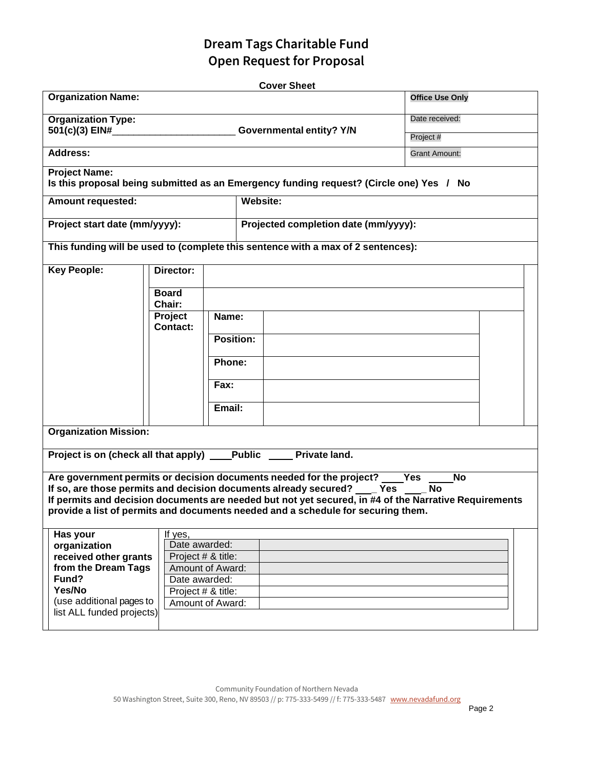# Dream Tags Charitable Fund
# Open Request for Proposal

**Cover Sheet**

| **Organization Name:** | **Office Use Only** |
|---|---|
| **Organization Type:** 501(c)(3) EIN#_______________________ **Governmental entity? Y/N** | Date received: |
| | Project # |
| **Address:** | Grant Amount: |

**Project Name:**
**Is this proposal being submitted as an Emergency funding request? (Circle one) Yes / No**

| **Amount requested:** | **Website:** |
|---|---|
| **Project start date (mm/yyyy):** | **Projected completion date (mm/yyyy):** |

**This funding will be used to (complete this sentence with a max of 2 sentences):**

| **Key People:** | **Director:** | | |
|---|---|---|---|
| | **Board Chair:** | | |
| | **Project Contact:** | **Name:** | |
| | | **Position:** | |
| | | **Phone:** | |
| | | **Fax:** | |
| | | **Email:** | |

**Organization Mission:**

**Project is on (check all that apply) ____Public _____ Private land.**

**Are government permits or decision documents needed for the project? ____Yes _____No**
**If so, are those permits and decision documents already secured? ____ Yes ____ No**
**If permits and decision documents are needed but not yet secured, in #4 of the Narrative Requirements provide a list of permits and documents needed and a schedule for securing them.**

| **Has your organization received other grants from the Dream Tags Fund? Yes/No** (use additional pages to list ALL funded projects) | If yes, | |
|---|---|---|
| | Date awarded: | |
| | Project # & title: | |
| | Amount of Award: | |
| | Date awarded: | |
| | Project # & title: | |
| | Amount of Award: | |

Community Foundation of Northern Nevada
50 Washington Street, Suite 300, Reno, NV 89503 // p: 775-333-5499 // f: 775-333-5487 www.nevadafund.org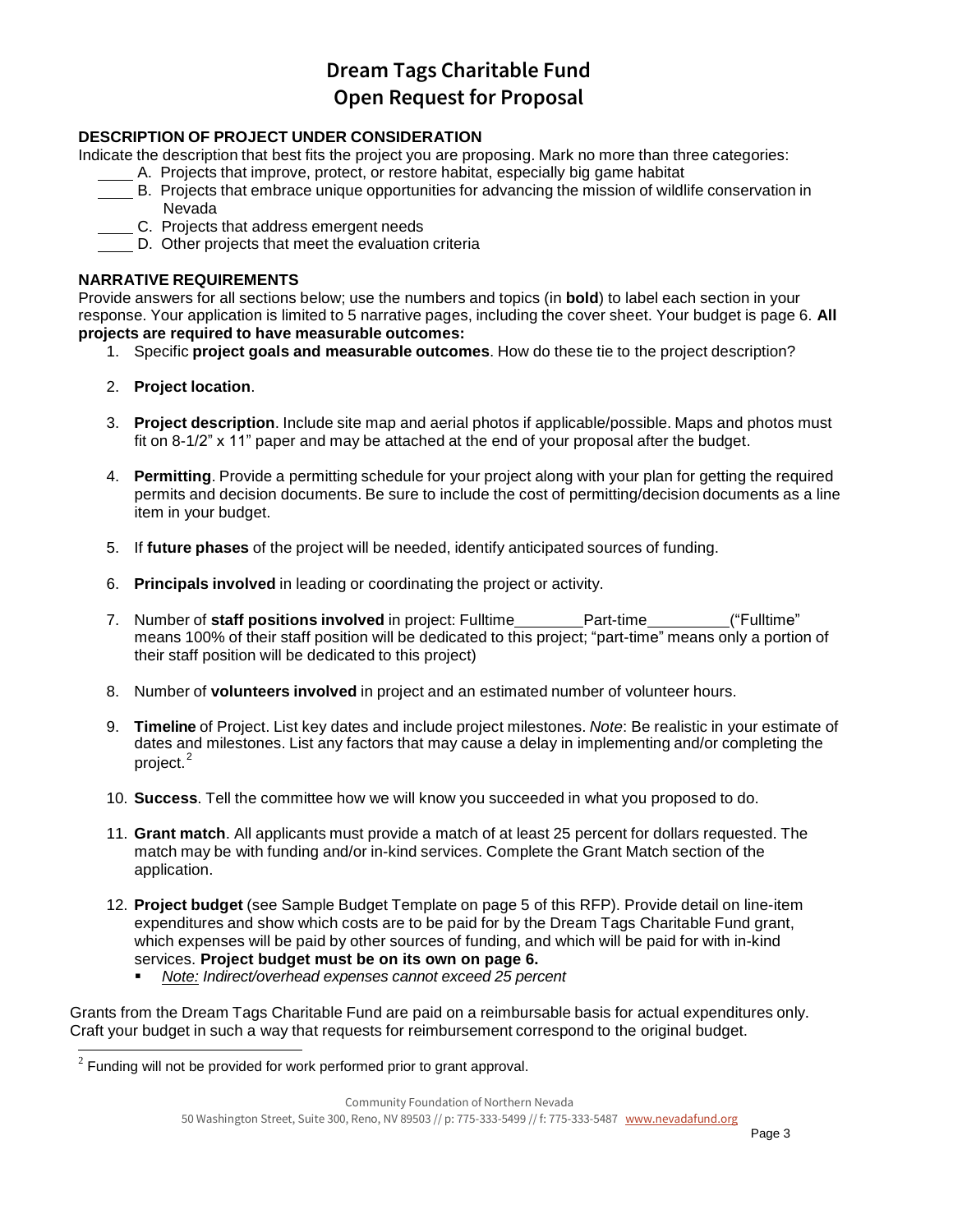# Dream Tags Charitable Fund
# Open Request for Proposal

**DESCRIPTION OF PROJECT UNDER CONSIDERATION**

Indicate the description that best fits the project you are proposing. Mark no more than three categories:

____ A. Projects that improve, protect, or restore habitat, especially big game habitat

____ B. Projects that embrace unique opportunities for advancing the mission of wildlife conservation in Nevada

____ C. Projects that address emergent needs

____ D. Other projects that meet the evaluation criteria

**NARRATIVE REQUIREMENTS**

Provide answers for all sections below; use the numbers and topics (in **bold**) to label each section in your response. Your application is limited to 5 narrative pages, including the cover sheet. Your budget is page 6. **All projects are required to have measurable outcomes:**

1. Specific **project goals and measurable outcomes**. How do these tie to the project description?
2. **Project location**.
3. **Project description**. Include site map and aerial photos if applicable/possible. Maps and photos must fit on 8-1/2" x 11" paper and may be attached at the end of your proposal after the budget.
4. **Permitting**. Provide a permitting schedule for your project along with your plan for getting the required permits and decision documents. Be sure to include the cost of permitting/decision documents as a line item in your budget.
5. If **future phases** of the project will be needed, identify anticipated sources of funding.
6. **Principals involved** in leading or coordinating the project or activity.
7. Number of **staff positions involved** in project: Fulltime________Part-time_________("Fulltime" means 100% of their staff position will be dedicated to this project; "part-time" means only a portion of their staff position will be dedicated to this project)
8. Number of **volunteers involved** in project and an estimated number of volunteer hours.
9. **Timeline** of Project. List key dates and include project milestones. *Note*: Be realistic in your estimate of dates and milestones. List any factors that may cause a delay in implementing and/or completing the project.[2]
10. **Success**. Tell the committee how we will know you succeeded in what you proposed to do.
11. **Grant match**. All applicants must provide a match of at least 25 percent for dollars requested. The match may be with funding and/or in-kind services. Complete the Grant Match section of the application.
12. **Project budget** (see Sample Budget Template on page 5 of this RFP). Provide detail on line-item expenditures and show which costs are to be paid for by the Dream Tags Charitable Fund grant, which expenses will be paid by other sources of funding, and which will be paid for with in-kind services. **Project budget must be on its own on page 6.**
    - *Note: Indirect/overhead expenses cannot exceed 25 percent*

Grants from the Dream Tags Charitable Fund are paid on a reimbursable basis for actual expenditures only. Craft your budget in such a way that requests for reimbursement correspond to the original budget.

[2] Funding will not be provided for work performed prior to grant approval.

Community Foundation of Northern Nevada
50 Washington Street, Suite 300, Reno, NV 89503 // p: 775-333-5499 // f: 775-333-5487 www.nevadafund.org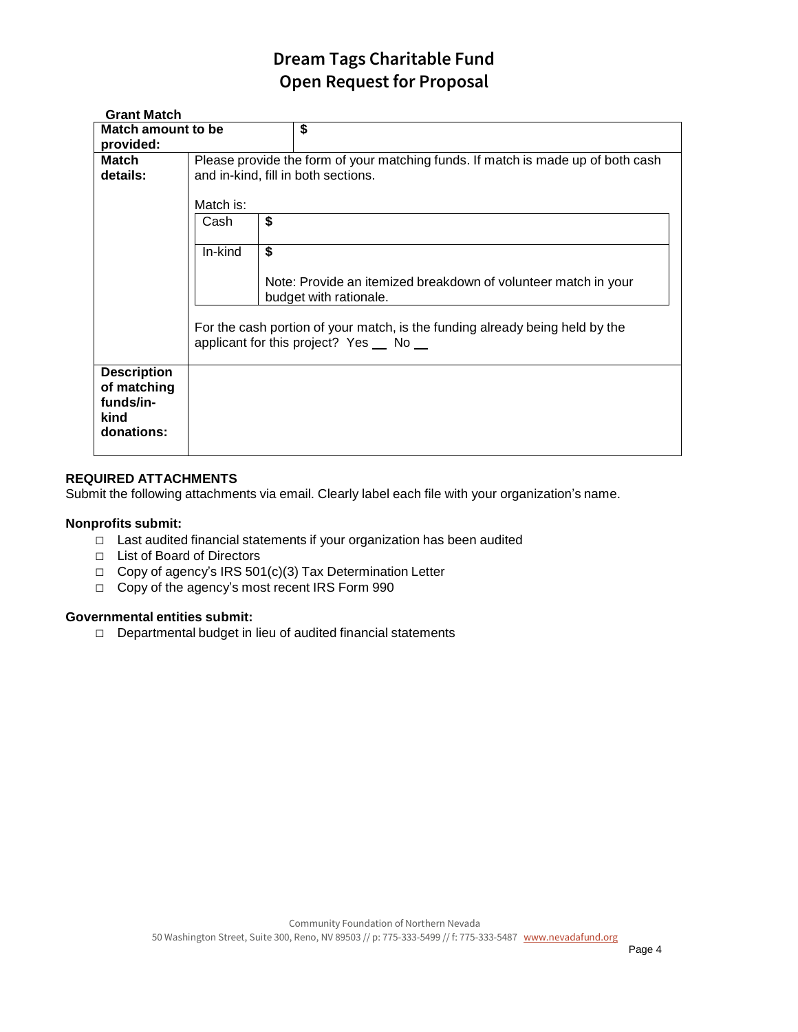# Dream Tags Charitable Fund
# Open Request for Proposal

**Grant Match**

| **Match amount to be provided:** | $ |
|---|---|
| **Match details:** | Please provide the form of your matching funds. If match is made up of both cash and in-kind, fill in both sections.<br><br>Match is:<br>Cash: $<br>In-kind: $<br>Note: Provide an itemized breakdown of volunteer match in your budget with rationale.<br><br>For the cash portion of your match, is the funding already being held by the applicant for this project? Yes __ No __ |
| **Description of matching funds/in-kind donations:** | |

**REQUIRED ATTACHMENTS**

Submit the following attachments via email. Clearly label each file with your organization's name.

**Nonprofits submit:**

- ☐ Last audited financial statements if your organization has been audited
- ☐ List of Board of Directors
- ☐ Copy of agency's IRS 501(c)(3) Tax Determination Letter
- ☐ Copy of the agency's most recent IRS Form 990

**Governmental entities submit:**

- ☐ Departmental budget in lieu of audited financial statements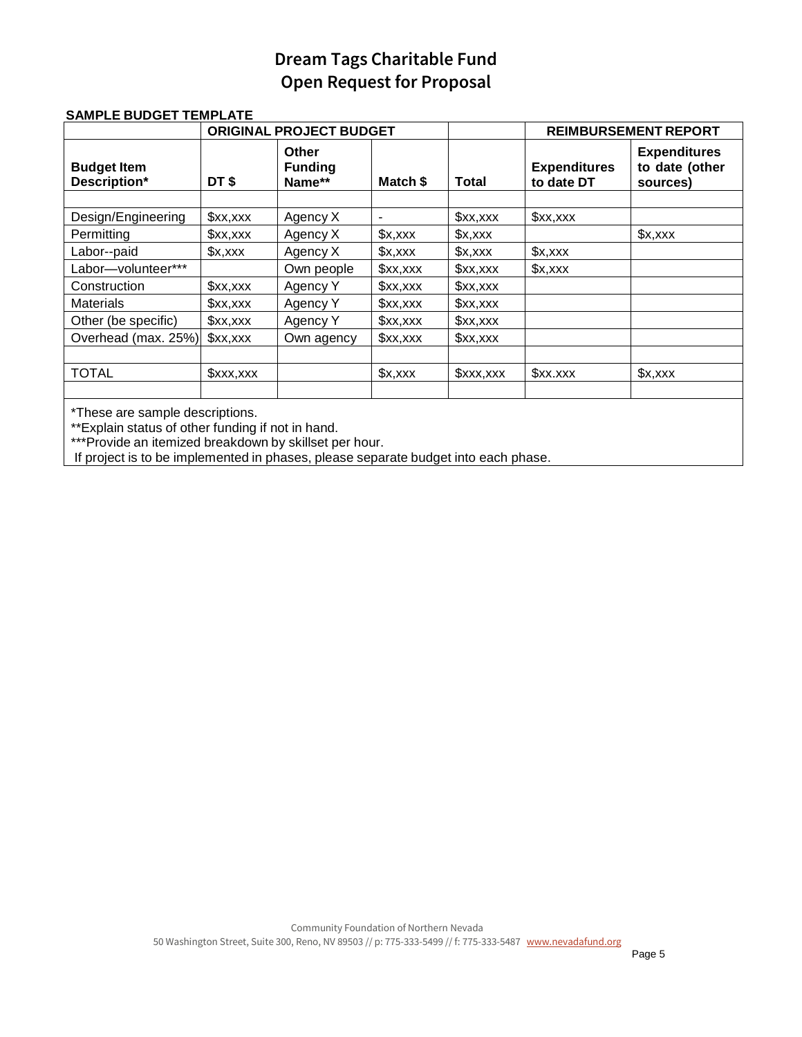# Dream Tags Charitable Fund
# Open Request for Proposal

**SAMPLE BUDGET TEMPLATE**

| | **ORIGINAL PROJECT BUDGET** | | | | **REIMBURSEMENT REPORT** | |
|---|---|---|---|---|---|---|
| **Budget Item Description*** | **DT $** | **Other Funding Name**** | **Match $** | **Total** | **Expenditures to date DT** | **Expenditures to date (other sources)** |
| | | | | | | |
| Design/Engineering | $xx,xxx | Agency X | - | $xx,xxx | $xx,xxx | |
| Permitting | $xx,xxx | Agency X | $x,xxx | $x,xxx | | $x,xxx |
| Labor--paid | $x,xxx | Agency X | $x,xxx | $x,xxx | $x,xxx | |
| Labor—volunteer*** | | Own people | $xx,xxx | $xx,xxx | $x,xxx | |
| Construction | $xx,xxx | Agency Y | $xx,xxx | $xx,xxx | | |
| Materials | $xx,xxx | Agency Y | $xx,xxx | $xx,xxx | | |
| Other (be specific) | $xx,xxx | Agency Y | $xx,xxx | $xx,xxx | | |
| Overhead (max. 25%) | $xx,xxx | Own agency | $xx,xxx | $xx,xxx | | |
| | | | | | | |
| TOTAL | $xxx,xxx | | $x,xxx | $xxx,xxx | $xx.xxx | $x,xxx |
| | | | | | | |

*These are sample descriptions.
**Explain status of other funding if not in hand.
***Provide an itemized breakdown by skillset per hour.
If project is to be implemented in phases, please separate budget into each phase.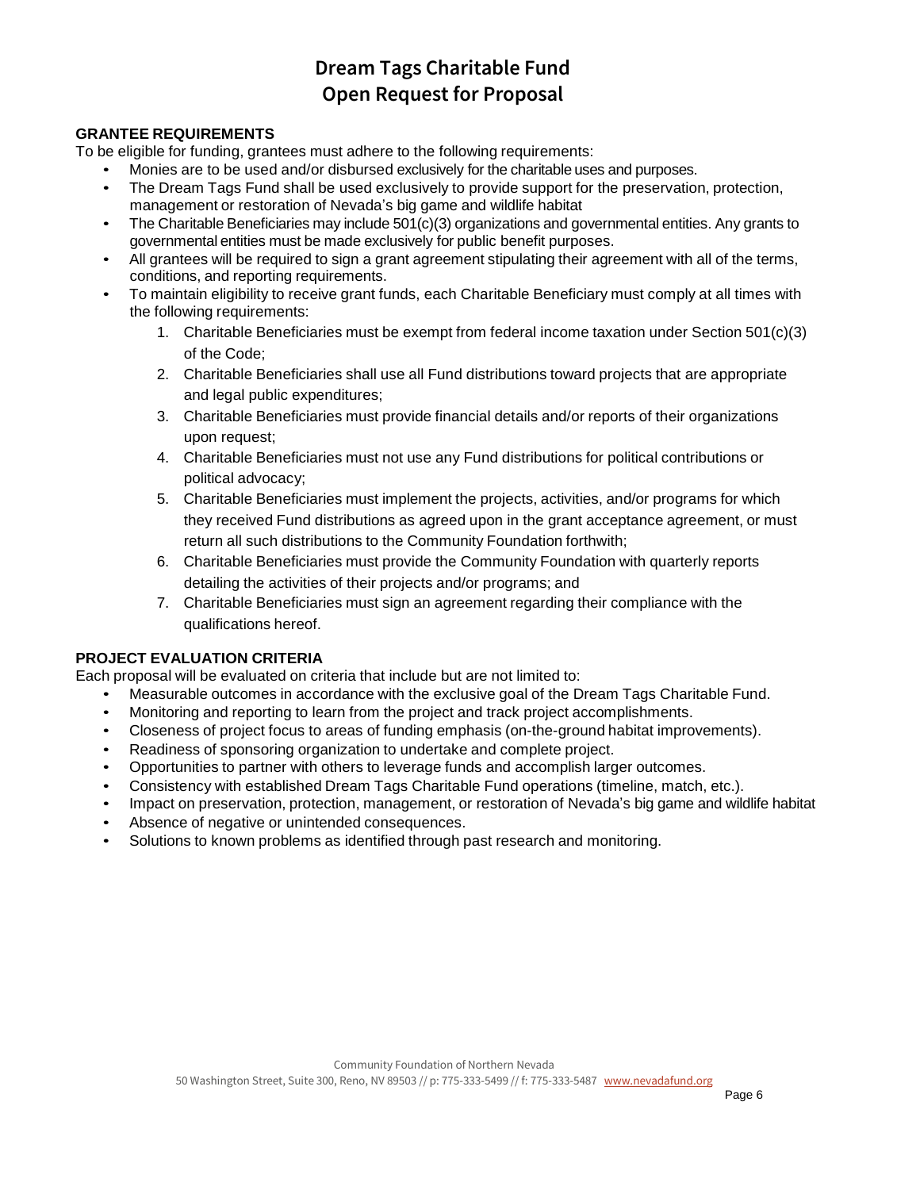# Dream Tags Charitable Fund
# Open Request for Proposal

**GRANTEE REQUIREMENTS**

To be eligible for funding, grantees must adhere to the following requirements:

- Monies are to be used and/or disbursed exclusively for the charitable uses and purposes.
- The Dream Tags Fund shall be used exclusively to provide support for the preservation, protection, management or restoration of Nevada's big game and wildlife habitat
- The Charitable Beneficiaries may include 501(c)(3) organizations and governmental entities. Any grants to governmental entities must be made exclusively for public benefit purposes.
- All grantees will be required to sign a grant agreement stipulating their agreement with all of the terms, conditions, and reporting requirements.
- To maintain eligibility to receive grant funds, each Charitable Beneficiary must comply at all times with the following requirements:
  1. Charitable Beneficiaries must be exempt from federal income taxation under Section 501(c)(3) of the Code;
  2. Charitable Beneficiaries shall use all Fund distributions toward projects that are appropriate and legal public expenditures;
  3. Charitable Beneficiaries must provide financial details and/or reports of their organizations upon request;
  4. Charitable Beneficiaries must not use any Fund distributions for political contributions or political advocacy;
  5. Charitable Beneficiaries must implement the projects, activities, and/or programs for which they received Fund distributions as agreed upon in the grant acceptance agreement, or must return all such distributions to the Community Foundation forthwith;
  6. Charitable Beneficiaries must provide the Community Foundation with quarterly reports detailing the activities of their projects and/or programs; and
  7. Charitable Beneficiaries must sign an agreement regarding their compliance with the qualifications hereof.

**PROJECT EVALUATION CRITERIA**

Each proposal will be evaluated on criteria that include but are not limited to:

- Measurable outcomes in accordance with the exclusive goal of the Dream Tags Charitable Fund.
- Monitoring and reporting to learn from the project and track project accomplishments.
- Closeness of project focus to areas of funding emphasis (on-the-ground habitat improvements).
- Readiness of sponsoring organization to undertake and complete project.
- Opportunities to partner with others to leverage funds and accomplish larger outcomes.
- Consistency with established Dream Tags Charitable Fund operations (timeline, match, etc.).
- Impact on preservation, protection, management, or restoration of Nevada's big game and wildlife habitat
- Absence of negative or unintended consequences.
- Solutions to known problems as identified through past research and monitoring.